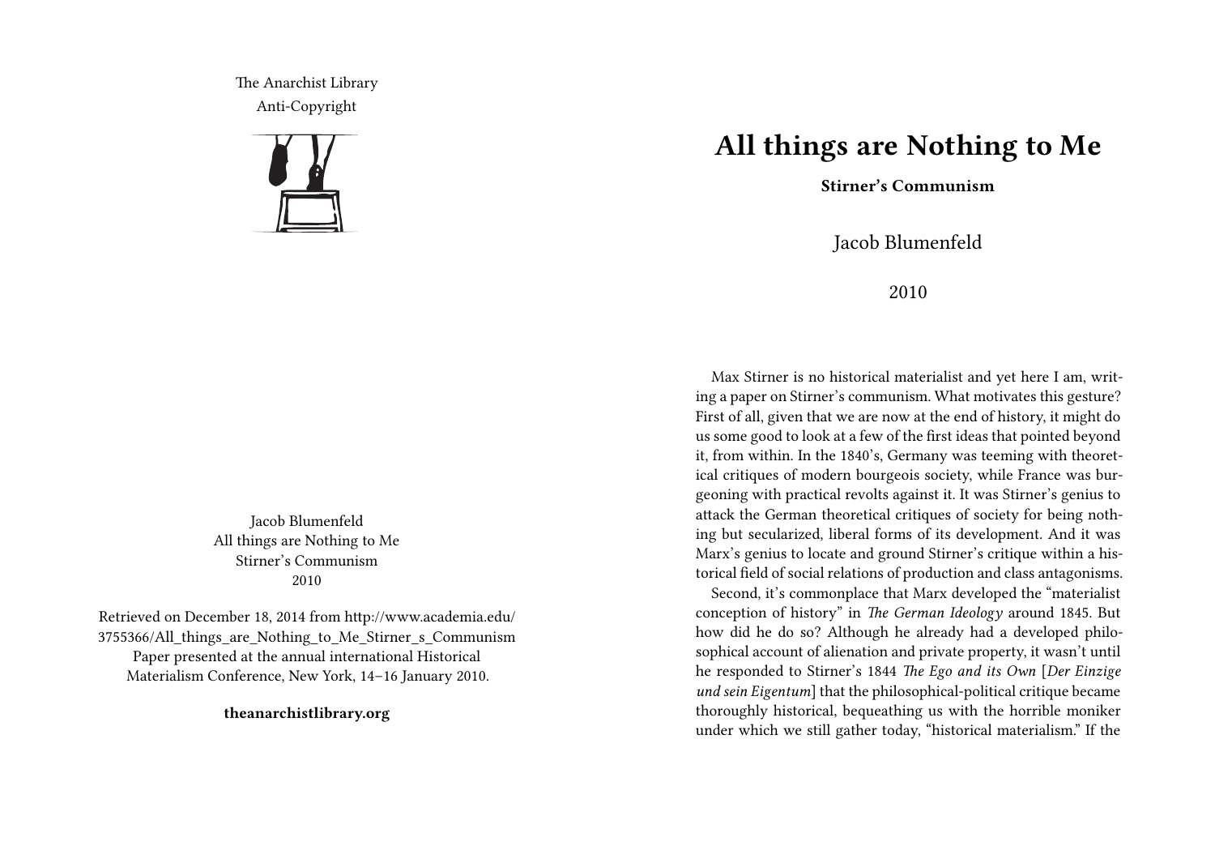The Anarchist Library
Anti-Copyright

Jacob Blumenfeld
All things are Nothing to Me
Stirner's Communism
2010

Retrieved on December 18, 2014 from http://www.academia.edu/3755366/All_things_are_Nothing_to_Me_Stirner_s_Communism
Paper presented at the annual international Historical Materialism Conference, New York, 14–16 January 2010.

**theanarchistlibrary.org**

# All things are Nothing to Me

**Stirner's Communism**

Jacob Blumenfeld

2010

Max Stirner is no historical materialist and yet here I am, writing a paper on Stirner's communism. What motivates this gesture? First of all, given that we are now at the end of history, it might do us some good to look at a few of the first ideas that pointed beyond it, from within. In the 1840's, Germany was teeming with theoretical critiques of modern bourgeois society, while France was burgeoning with practical revolts against it. It was Stirner's genius to attack the German theoretical critiques of society for being nothing but secularized, liberal forms of its development. And it was Marx's genius to locate and ground Stirner's critique within a historical field of social relations of production and class antagonisms.

Second, it's commonplace that Marx developed the "materialist conception of history" in *The German Ideology* around 1845. But how did he do so? Although he already had a developed philosophical account of alienation and private property, it wasn't until he responded to Stirner's 1844 *The Ego and its Own* [*Der Einzige und sein Eigentum*] that the philosophical-political critique became thoroughly historical, bequeathing us with the horrible moniker under which we still gather today, "historical materialism." If the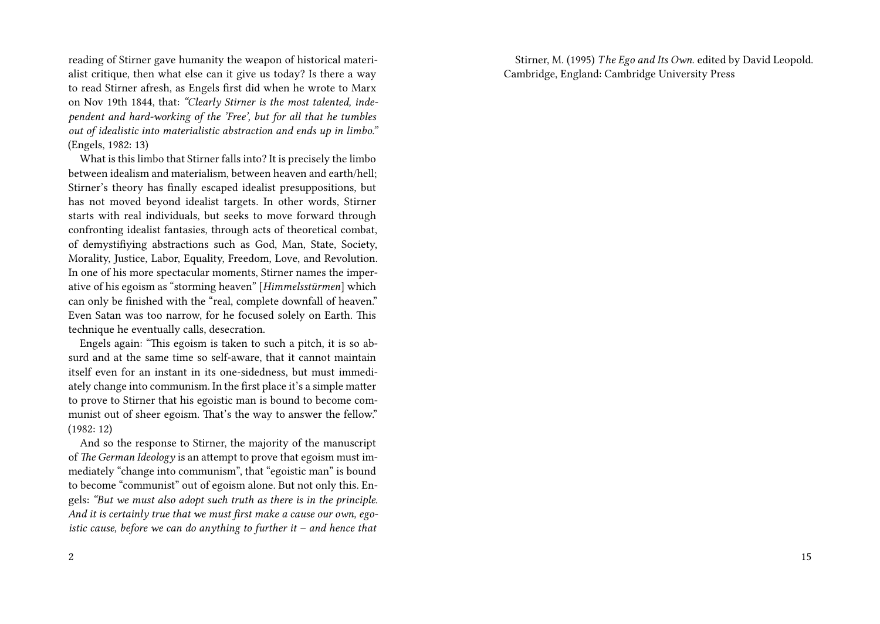reading of Stirner gave humanity the weapon of historical materialist critique, then what else can it give us today? Is there a way to read Stirner afresh, as Engels first did when he wrote to Marx on Nov 19th 1844, that: *"Clearly Stirner is the most talented, independent and hard-working of the 'Free', but for all that he tumbles out of idealistic into materialistic abstraction and ends up in limbo."* (Engels, 1982: 13)

What is this limbo that Stirner falls into? It is precisely the limbo between idealism and materialism, between heaven and earth/hell; Stirner's theory has finally escaped idealist presuppositions, but has not moved beyond idealist targets. In other words, Stirner starts with real individuals, but seeks to move forward through confronting idealist fantasies, through acts of theoretical combat, of demystifiying abstractions such as God, Man, State, Society, Morality, Justice, Labor, Equality, Freedom, Love, and Revolution. In one of his more spectacular moments, Stirner names the imperative of his egoism as "storming heaven" [*Himmelsstürmen*] which can only be finished with the "real, complete downfall of heaven." Even Satan was too narrow, for he focused solely on Earth. This technique he eventually calls, desecration.

Engels again: "This egoism is taken to such a pitch, it is so absurd and at the same time so self-aware, that it cannot maintain itself even for an instant in its one-sidedness, but must immediately change into communism. In the first place it's a simple matter to prove to Stirner that his egoistic man is bound to become communist out of sheer egoism. That's the way to answer the fellow." (1982: 12)

And so the response to Stirner, the majority of the manuscript of *The German Ideology* is an attempt to prove that egoism must immediately "change into communism", that "egoistic man" is bound to become "communist" out of egoism alone. But not only this. Engels: *"But we must also adopt such truth as there is in the principle. And it is certainly true that we must first make a cause our own, egoistic cause, before we can do anything to further it – and hence that*

Stirner, M. (1995) *The Ego and Its Own.* edited by David Leopold. Cambridge, England: Cambridge University Press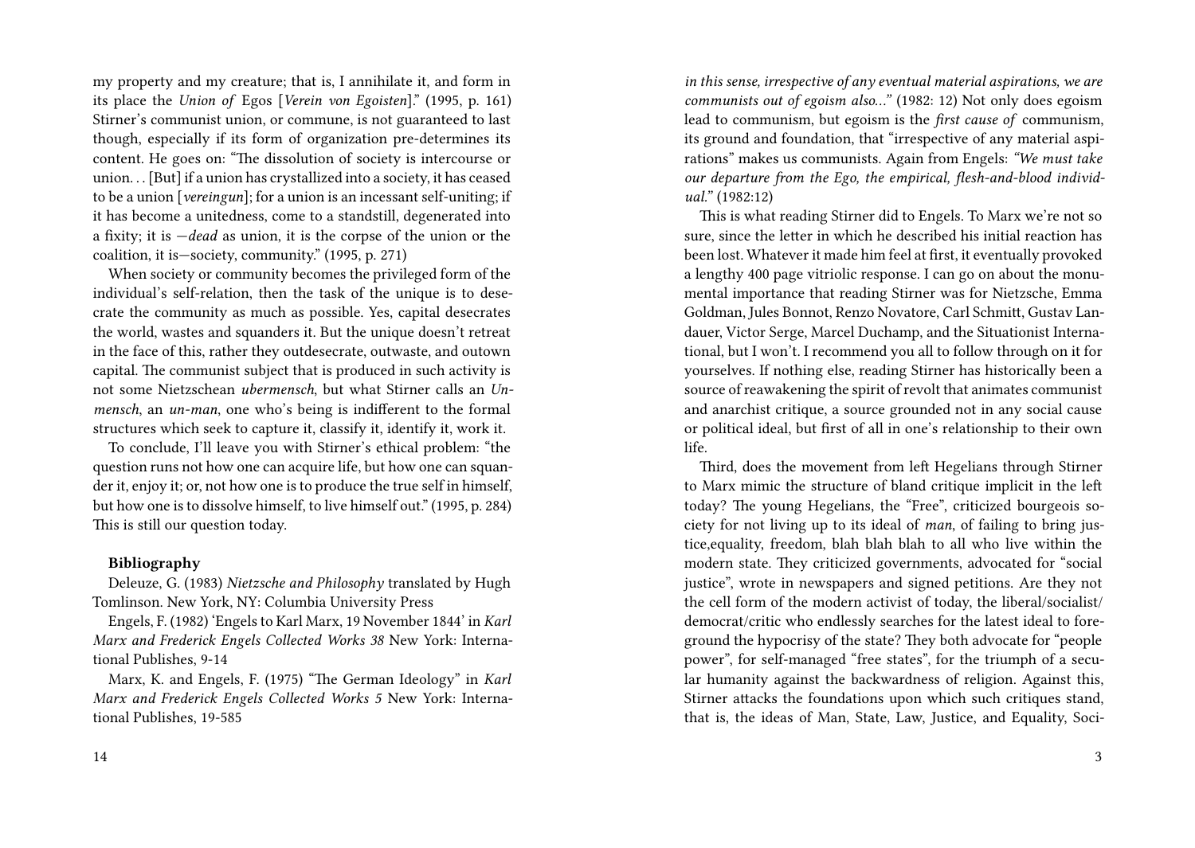my property and my creature; that is, I annihilate it, and form in its place the *Union of* Egos [*Verein von Egoisten*]." (1995, p. 161) Stirner's communist union, or commune, is not guaranteed to last though, especially if its form of organization pre-determines its content. He goes on: "The dissolution of society is intercourse or union… [But] if a union has crystallized into a society, it has ceased to be a union [*vereingun*]; for a union is an incessant self-uniting; if it has become a unitedness, come to a standstill, degenerated into a fixity; it is —*dead* as union, it is the corpse of the union or the coalition, it is—society, community." (1995, p. 271)

When society or community becomes the privileged form of the individual's self-relation, then the task of the unique is to desecrate the community as much as possible. Yes, capital desecrates the world, wastes and squanders it. But the unique doesn't retreat in the face of this, rather they outdesecrate, outwaste, and outown capital. The communist subject that is produced in such activity is not some Nietzschean *ubermensch*, but what Stirner calls an *Unmensch*, an *un-man*, one who's being is indifferent to the formal structures which seek to capture it, classify it, identify it, work it.

To conclude, I'll leave you with Stirner's ethical problem: "the question runs not how one can acquire life, but how one can squander it, enjoy it; or, not how one is to produce the true self in himself, but how one is to dissolve himself, to live himself out." (1995, p. 284) This is still our question today.

**Bibliography**

Deleuze, G. (1983) *Nietzsche and Philosophy* translated by Hugh Tomlinson. New York, NY: Columbia University Press

Engels, F. (1982) 'Engels to Karl Marx, 19 November 1844' in *Karl Marx and Frederick Engels Collected Works 38* New York: International Publishes, 9-14

Marx, K. and Engels, F. (1975) "The German Ideology" in *Karl Marx and Frederick Engels Collected Works 5* New York: International Publishes, 19-585

*in this sense, irrespective of any eventual material aspirations, we are communists out of egoism also…"* (1982: 12) Not only does egoism lead to communism, but egoism is the *first cause of* communism, its ground and foundation, that "irrespective of any material aspirations" makes us communists. Again from Engels: *"We must take our departure from the Ego, the empirical, flesh-and-blood individual."* (1982:12)

This is what reading Stirner did to Engels. To Marx we're not so sure, since the letter in which he described his initial reaction has been lost. Whatever it made him feel at first, it eventually provoked a lengthy 400 page vitriolic response. I can go on about the monumental importance that reading Stirner was for Nietzsche, Emma Goldman, Jules Bonnot, Renzo Novatore, Carl Schmitt, Gustav Landauer, Victor Serge, Marcel Duchamp, and the Situationist International, but I won't. I recommend you all to follow through on it for yourselves. If nothing else, reading Stirner has historically been a source of reawakening the spirit of revolt that animates communist and anarchist critique, a source grounded not in any social cause or political ideal, but first of all in one's relationship to their own life.

Third, does the movement from left Hegelians through Stirner to Marx mimic the structure of bland critique implicit in the left today? The young Hegelians, the "Free", criticized bourgeois society for not living up to its ideal of *man*, of failing to bring justice,equality, freedom, blah blah blah to all who live within the modern state. They criticized governments, advocated for "social justice", wrote in newspapers and signed petitions. Are they not the cell form of the modern activist of today, the liberal/socialist/democrat/critic who endlessly searches for the latest ideal to foreground the hypocrisy of the state? They both advocate for "people power", for self-managed "free states", for the triumph of a secular humanity against the backwardness of religion. Against this, Stirner attacks the foundations upon which such critiques stand, that is, the ideas of Man, State, Law, Justice, and Equality, Soci-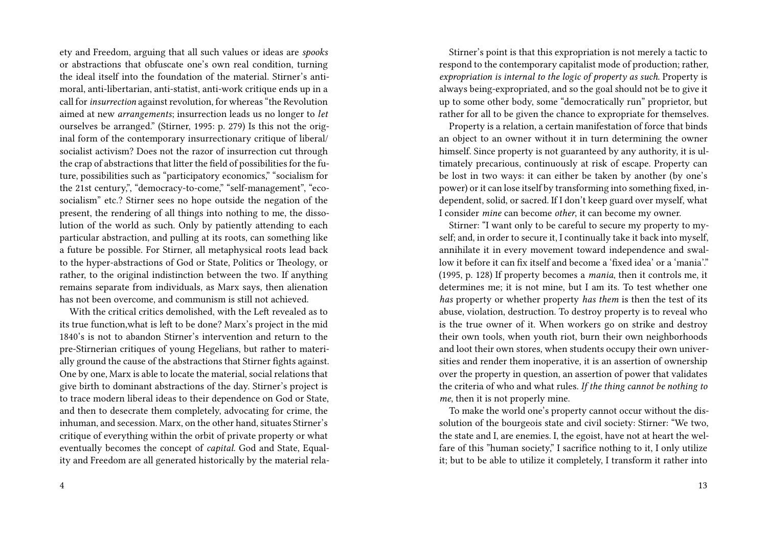ety and Freedom, arguing that all such values or ideas are *spooks* or abstractions that obfuscate one's own real condition, turning the ideal itself into the foundation of the material. Stirner's anti-moral, anti-libertarian, anti-statist, anti-work critique ends up in a call for *insurrection* against revolution, for whereas "the Revolution aimed at new *arrangements*; insurrection leads us no longer to *let* ourselves be arranged." (Stirner, 1995: p. 279) Is this not the original form of the contemporary insurrectionary critique of liberal/socialist activism? Does not the razor of insurrection cut through the crap of abstractions that litter the field of possibilities for the future, possibilities such as "participatory economics," "socialism for the 21st century,", "democracy-to-come," "self-management", "eco-socialism" etc.? Stirner sees no hope outside the negation of the present, the rendering of all things into nothing to me, the dissolution of the world as such. Only by patiently attending to each particular abstraction, and pulling at its roots, can something like a future be possible. For Stirner, all metaphysical roots lead back to the hyper-abstractions of God or State, Politics or Theology, or rather, to the original indistinction between the two. If anything remains separate from individuals, as Marx says, then alienation has not been overcome, and communism is still not achieved.

With the critical critics demolished, with the Left revealed as to its true function,what is left to be done? Marx's project in the mid 1840's is not to abandon Stirner's intervention and return to the pre-Stirnerian critiques of young Hegelians, but rather to materially ground the cause of the abstractions that Stirner fights against. One by one, Marx is able to locate the material, social relations that give birth to dominant abstractions of the day. Stirner's project is to trace modern liberal ideas to their dependence on God or State, and then to desecrate them completely, advocating for crime, the inhuman, and secession. Marx, on the other hand, situates Stirner's critique of everything within the orbit of private property or what eventually becomes the concept of *capital*. God and State, Equality and Freedom are all generated historically by the material rela-

Stirner's point is that this expropriation is not merely a tactic to respond to the contemporary capitalist mode of production; rather, *expropriation is internal to the logic of property as such*. Property is always being-expropriated, and so the goal should not be to give it up to some other body, some "democratically run" proprietor, but rather for all to be given the chance to expropriate for themselves.

Property is a relation, a certain manifestation of force that binds an object to an owner without it in turn determining the owner himself. Since property is not guaranteed by any authority, it is ultimately precarious, continuously at risk of escape. Property can be lost in two ways: it can either be taken by another (by one's power) or it can lose itself by transforming into something fixed, independent, solid, or sacred. If I don't keep guard over myself, what I consider *mine* can become *other*, it can become my owner.

Stirner: "I want only to be careful to secure my property to myself; and, in order to secure it, I continually take it back into myself, annihilate it in every movement toward independence and swallow it before it can fix itself and become a 'fixed idea' or a 'mania'." (1995, p. 128) If property becomes a *mania*, then it controls me, it determines me; it is not mine, but I am its. To test whether one *has* property or whether property *has them* is then the test of its abuse, violation, destruction. To destroy property is to reveal who is the true owner of it. When workers go on strike and destroy their own tools, when youth riot, burn their own neighborhoods and loot their own stores, when students occupy their own universities and render them inoperative, it is an assertion of ownership over the property in question, an assertion of power that validates the criteria of who and what rules. *If the thing cannot be nothing to me*, then it is not properly mine.

To make the world one's property cannot occur without the dissolution of the bourgeois state and civil society: Stirner: "We two, the state and I, are enemies. I, the egoist, have not at heart the welfare of this "human society," I sacrifice nothing to it, I only utilize it; but to be able to utilize it completely, I transform it rather into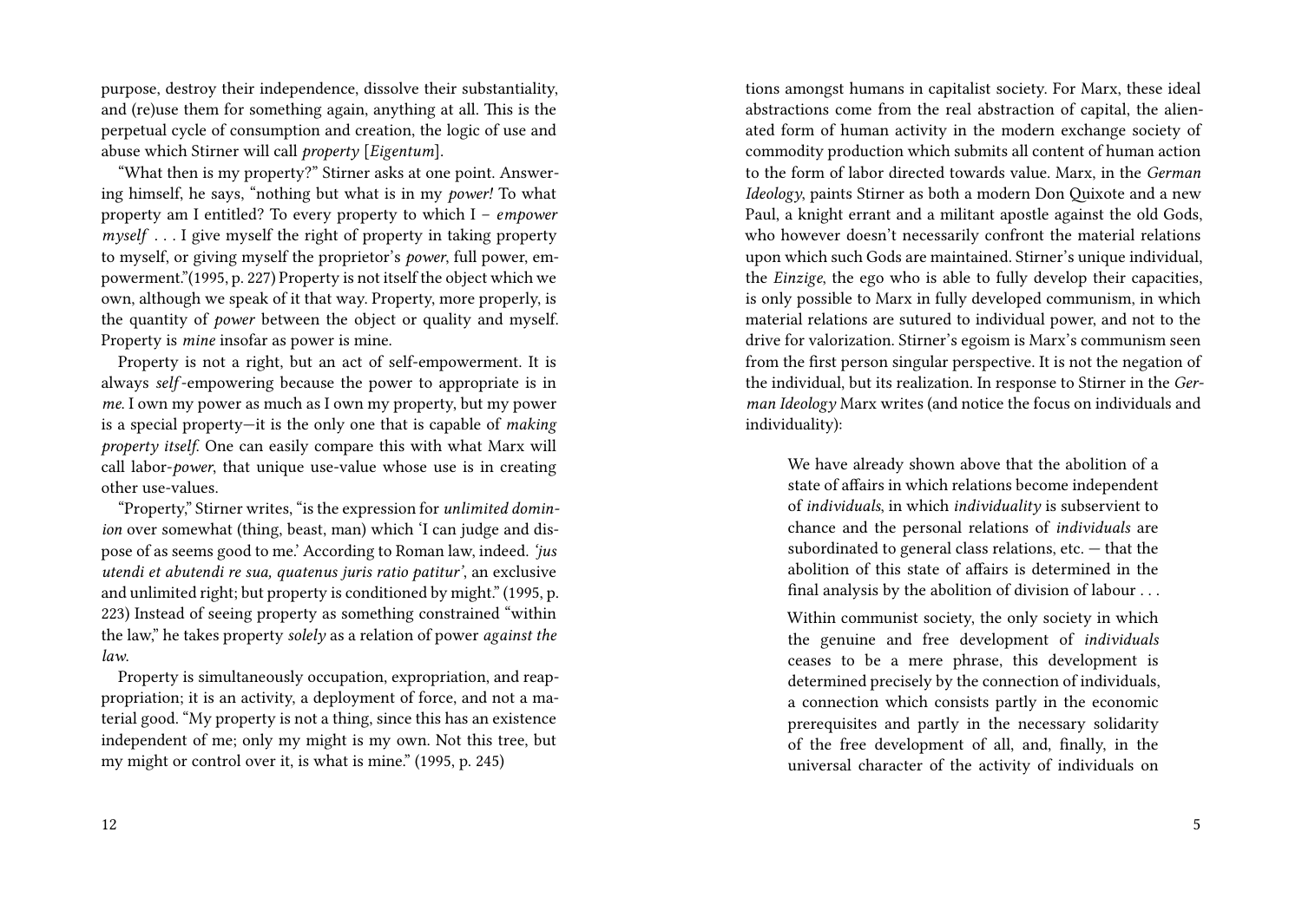purpose, destroy their independence, dissolve their substantiality, and (re)use them for something again, anything at all. This is the perpetual cycle of consumption and creation, the logic of use and abuse which Stirner will call *property* [*Eigentum*].

"What then is my property?" Stirner asks at one point. Answering himself, he says, "nothing but what is in my *power!* To what property am I entitled? To every property to which I – *empower myself* . . . I give myself the right of property in taking property to myself, or giving myself the proprietor's *power*, full power, empowerment."(1995, p. 227) Property is not itself the object which we own, although we speak of it that way. Property, more properly, is the quantity of *power* between the object or quality and myself. Property is *mine* insofar as power is mine.

Property is not a right, but an act of self-empowerment. It is always *self*-empowering because the power to appropriate is in *me*. I own my power as much as I own my property, but my power is a special property—it is the only one that is capable of *making property itself*. One can easily compare this with what Marx will call labor-*power*, that unique use-value whose use is in creating other use-values.

"Property," Stirner writes, "is the expression for *unlimited dominion* over somewhat (thing, beast, man) which 'I can judge and dispose of as seems good to me.' According to Roman law, indeed. *'jus utendi et abutendi re sua, quatenus juris ratio patitur'*, an exclusive and unlimited right; but property is conditioned by might." (1995, p. 223) Instead of seeing property as something constrained "within the law," he takes property *solely* as a relation of power *against the law*.

Property is simultaneously occupation, expropriation, and reappropriation; it is an activity, a deployment of force, and not a material good. "My property is not a thing, since this has an existence independent of me; only my might is my own. Not this tree, but my might or control over it, is what is mine." (1995, p. 245)

tions amongst humans in capitalist society. For Marx, these ideal abstractions come from the real abstraction of capital, the alienated form of human activity in the modern exchange society of commodity production which submits all content of human action to the form of labor directed towards value. Marx, in the *German Ideology*, paints Stirner as both a modern Don Quixote and a new Paul, a knight errant and a militant apostle against the old Gods, who however doesn't necessarily confront the material relations upon which such Gods are maintained. Stirner's unique individual, the *Einzige*, the ego who is able to fully develop their capacities, is only possible to Marx in fully developed communism, in which material relations are sutured to individual power, and not to the drive for valorization. Stirner's egoism is Marx's communism seen from the first person singular perspective. It is not the negation of the individual, but its realization. In response to Stirner in the *German Ideology* Marx writes (and notice the focus on individuals and individuality):

> We have already shown above that the abolition of a state of affairs in which relations become independent of *individuals*, in which *individuality* is subservient to chance and the personal relations of *individuals* are subordinated to general class relations, etc. — that the abolition of this state of affairs is determined in the final analysis by the abolition of division of labour . . .
>
> Within communist society, the only society in which the genuine and free development of *individuals* ceases to be a mere phrase, this development is determined precisely by the connection of individuals, a connection which consists partly in the economic prerequisites and partly in the necessary solidarity of the free development of all, and, finally, in the universal character of the activity of individuals on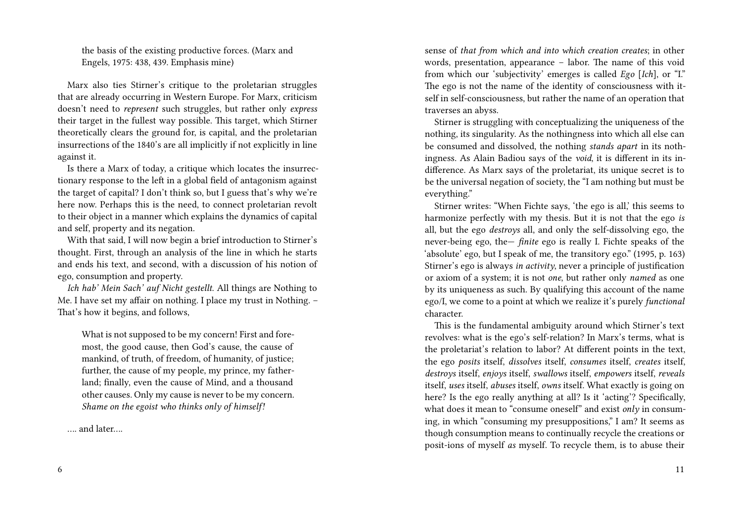> the basis of the existing productive forces. (Marx and Engels, 1975: 438, 439. Emphasis mine)

Marx also ties Stirner's critique to the proletarian struggles that are already occurring in Western Europe. For Marx, criticism doesn't need to *represent* such struggles, but rather only *express* their target in the fullest way possible. This target, which Stirner theoretically clears the ground for, is capital, and the proletarian insurrections of the 1840's are all implicitly if not explicitly in line against it.

Is there a Marx of today, a critique which locates the insurrectionary response to the left in a global field of antagonism against the target of capital? I don't think so, but I guess that's why we're here now. Perhaps this is the need, to connect proletarian revolt to their object in a manner which explains the dynamics of capital and self, property and its negation.

With that said, I will now begin a brief introduction to Stirner's thought. First, through an analysis of the line in which he starts and ends his text, and second, with a discussion of his notion of ego, consumption and property.

*Ich hab' Mein Sach' auf Nicht gestellt.* All things are Nothing to Me. I have set my affair on nothing. I place my trust in Nothing. – That's how it begins, and follows,

> What is not supposed to be my concern! First and foremost, the good cause, then God's cause, the cause of mankind, of truth, of freedom, of humanity, of justice; further, the cause of my people, my prince, my fatherland; finally, even the cause of Mind, and a thousand other causes. Only my cause is never to be my concern. *Shame on the egoist who thinks only of himself!*

…. and later….

sense of *that from which and into which creation creates*; in other words, presentation, appearance – labor. The name of this void from which our 'subjectivity' emerges is called *Ego* [*Ich*], or "I." The ego is not the name of the identity of consciousness with itself in self-consciousness, but rather the name of an operation that traverses an abyss.

Stirner is struggling with conceptualizing the uniqueness of the nothing, its singularity. As the nothingness into which all else can be consumed and dissolved, the nothing *stands apart* in its nothingness. As Alain Badiou says of the *void*, it is different in its indifference. As Marx says of the proletariat, its unique secret is to be the universal negation of society, the "I am nothing but must be everything."

Stirner writes: "When Fichte says, 'the ego is all,' this seems to harmonize perfectly with my thesis. But it is not that the ego *is* all, but the ego *destroys* all, and only the self-dissolving ego, the never-being ego, the— *finite* ego is really I. Fichte speaks of the 'absolute' ego, but I speak of me, the transitory ego." (1995, p. 163) Stirner's ego is always *in activity*, never a principle of justification or axiom of a system; it is not *one*, but rather only *named* as one by its uniqueness as such. By qualifying this account of the name ego/I, we come to a point at which we realize it's purely *functional* character.

This is the fundamental ambiguity around which Stirner's text revolves: what is the ego's self-relation? In Marx's terms, what is the proletariat's relation to labor? At different points in the text, the ego *posits* itself, *dissolves* itself, *consumes* itself, *creates* itself, *destroys* itself, *enjoys* itself, *swallows* itself, *empowers* itself, *reveals* itself, *uses* itself, *abuses* itself, *owns* itself. What exactly is going on here? Is the ego really anything at all? Is it 'acting'? Specifically, what does it mean to "consume oneself" and exist *only* in consuming, in which "consuming my presuppositions," I am? It seems as though consumption means to continually recycle the creations or posit-ions of myself *as* myself. To recycle them, is to abuse their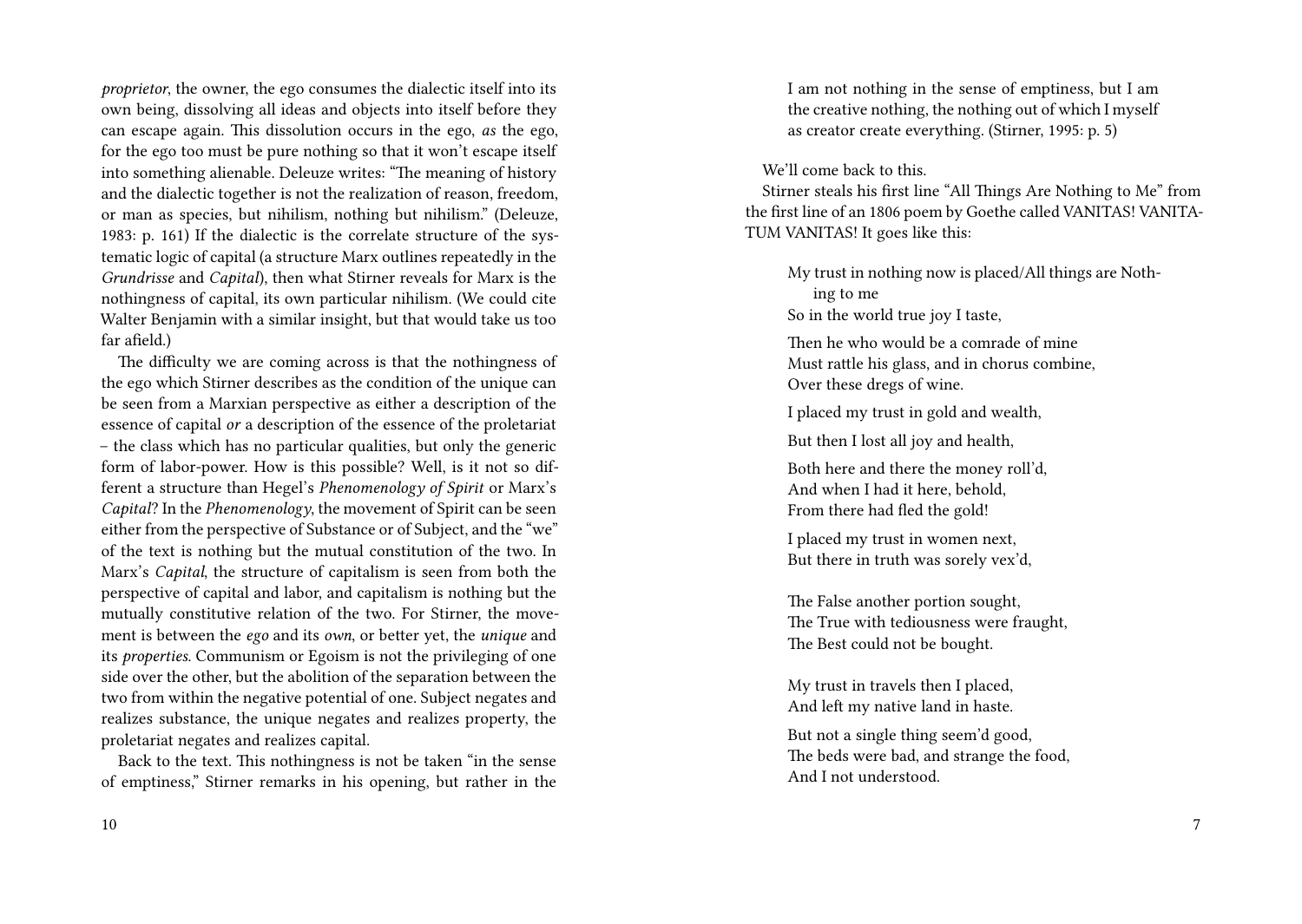*proprietor*, the owner, the ego consumes the dialectic itself into its own being, dissolving all ideas and objects into itself before they can escape again. This dissolution occurs in the ego, *as* the ego, for the ego too must be pure nothing so that it won't escape itself into something alienable. Deleuze writes: "The meaning of history and the dialectic together is not the realization of reason, freedom, or man as species, but nihilism, nothing but nihilism." (Deleuze, 1983: p. 161) If the dialectic is the correlate structure of the systematic logic of capital (a structure Marx outlines repeatedly in the *Grundrisse* and *Capital*), then what Stirner reveals for Marx is the nothingness of capital, its own particular nihilism. (We could cite Walter Benjamin with a similar insight, but that would take us too far afield.)

The difficulty we are coming across is that the nothingness of the ego which Stirner describes as the condition of the unique can be seen from a Marxian perspective as either a description of the essence of capital *or* a description of the essence of the proletariat – the class which has no particular qualities, but only the generic form of labor-power. How is this possible? Well, is it not so different a structure than Hegel's *Phenomenology of Spirit* or Marx's *Capital*? In the *Phenomenology*, the movement of Spirit can be seen either from the perspective of Substance or of Subject, and the "we" of the text is nothing but the mutual constitution of the two. In Marx's *Capital*, the structure of capitalism is seen from both the perspective of capital and labor, and capitalism is nothing but the mutually constitutive relation of the two. For Stirner, the movement is between the *ego* and its *own*, or better yet, the *unique* and its *properties*. Communism or Egoism is not the privileging of one side over the other, but the abolition of the separation between the two from within the negative potential of one. Subject negates and realizes substance, the unique negates and realizes property, the proletariat negates and realizes capital.

Back to the text. This nothingness is not be taken "in the sense of emptiness," Stirner remarks in his opening, but rather in the

> I am not nothing in the sense of emptiness, but I am the creative nothing, the nothing out of which I myself as creator create everything. (Stirner, 1995: p. 5)

We'll come back to this.

Stirner steals his first line "All Things Are Nothing to Me" from the first line of an 1806 poem by Goethe called VANITAS! VANITATUM VANITAS! It goes like this:

> My trust in nothing now is placed/All things are Nothing to me
> So in the world true joy I taste,
>
> Then he who would be a comrade of mine
> Must rattle his glass, and in chorus combine,
> Over these dregs of wine.
>
> I placed my trust in gold and wealth,
>
> But then I lost all joy and health,
>
> Both here and there the money roll'd,
> And when I had it here, behold,
> From there had fled the gold!
>
> I placed my trust in women next,
> But there in truth was sorely vex'd,
>
> The False another portion sought,
> The True with tediousness were fraught,
> The Best could not be bought.
>
> My trust in travels then I placed,
> And left my native land in haste.
>
> But not a single thing seem'd good,
> The beds were bad, and strange the food,
> And I not understood.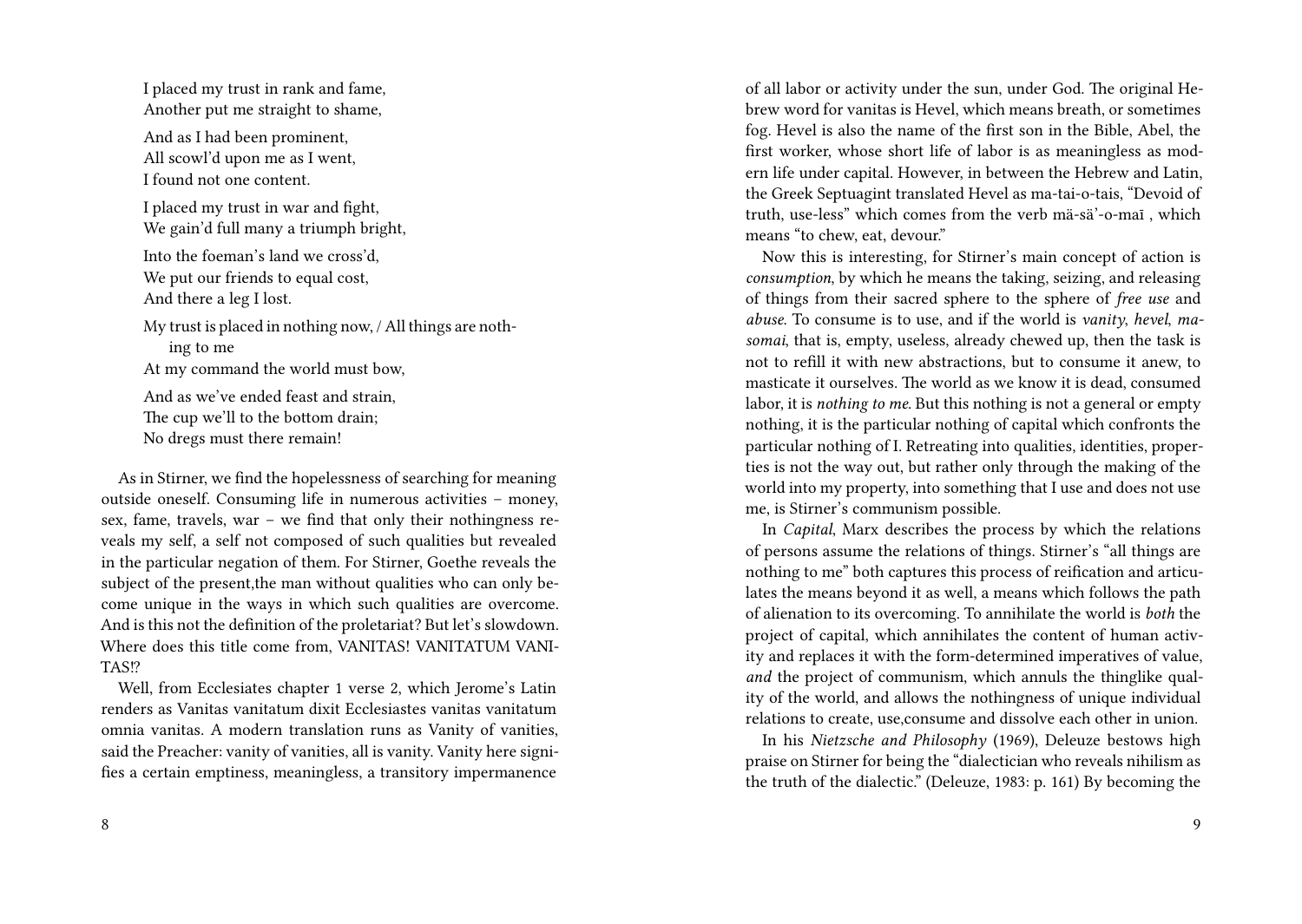I placed my trust in rank and fame,
Another put me straight to shame,

And as I had been prominent,
All scowl'd upon me as I went,
I found not one content.

I placed my trust in war and fight,
We gain'd full many a triumph bright,

Into the foeman's land we cross'd,
We put our friends to equal cost,
And there a leg I lost.

My trust is placed in nothing now, / All things are nothing to me
At my command the world must bow,

And as we've ended feast and strain,
The cup we'll to the bottom drain;
No dregs must there remain!

As in Stirner, we find the hopelessness of searching for meaning outside oneself. Consuming life in numerous activities – money, sex, fame, travels, war – we find that only their nothingness reveals my self, a self not composed of such qualities but revealed in the particular negation of them. For Stirner, Goethe reveals the subject of the present,the man without qualities who can only become unique in the ways in which such qualities are overcome. And is this not the definition of the proletariat? But let's slowdown. Where does this title come from, VANITAS! VANITATUM VANITAS!?

Well, from Ecclesiates chapter 1 verse 2, which Jerome's Latin renders as Vanitas vanitatum dixit Ecclesiastes vanitas vanitatum omnia vanitas. A modern translation runs as Vanity of vanities, said the Preacher: vanity of vanities, all is vanity. Vanity here signifies a certain emptiness, meaningless, a transitory impermanence of all labor or activity under the sun, under God. The original Hebrew word for vanitas is Hevel, which means breath, or sometimes fog. Hevel is also the name of the first son in the Bible, Abel, the first worker, whose short life of labor is as meaningless as modern life under capital. However, in between the Hebrew and Latin, the Greek Septuagint translated Hevel as ma-tai-o-tais, "Devoid of truth, use-less" which comes from the verb mä-sä'-o-maī , which means "to chew, eat, devour."

Now this is interesting, for Stirner's main concept of action is *consumption*, by which he means the taking, seizing, and releasing of things from their sacred sphere to the sphere of *free use* and *abuse*. To consume is to use, and if the world is *vanity*, *hevel*, *masomai*, that is, empty, useless, already chewed up, then the task is not to refill it with new abstractions, but to consume it anew, to masticate it ourselves. The world as we know it is dead, consumed labor, it is *nothing to me*. But this nothing is not a general or empty nothing, it is the particular nothing of capital which confronts the particular nothing of I. Retreating into qualities, identities, properties is not the way out, but rather only through the making of the world into my property, into something that I use and does not use me, is Stirner's communism possible.

In *Capital*, Marx describes the process by which the relations of persons assume the relations of things. Stirner's "all things are nothing to me" both captures this process of reification and articulates the means beyond it as well, a means which follows the path of alienation to its overcoming. To annihilate the world is *both* the project of capital, which annihilates the content of human activity and replaces it with the form-determined imperatives of value, *and* the project of communism, which annuls the thinglike quality of the world, and allows the nothingness of unique individual relations to create, use,consume and dissolve each other in union.

In his *Nietzsche and Philosophy* (1969), Deleuze bestows high praise on Stirner for being the "dialectician who reveals nihilism as the truth of the dialectic." (Deleuze, 1983: p. 161) By becoming the